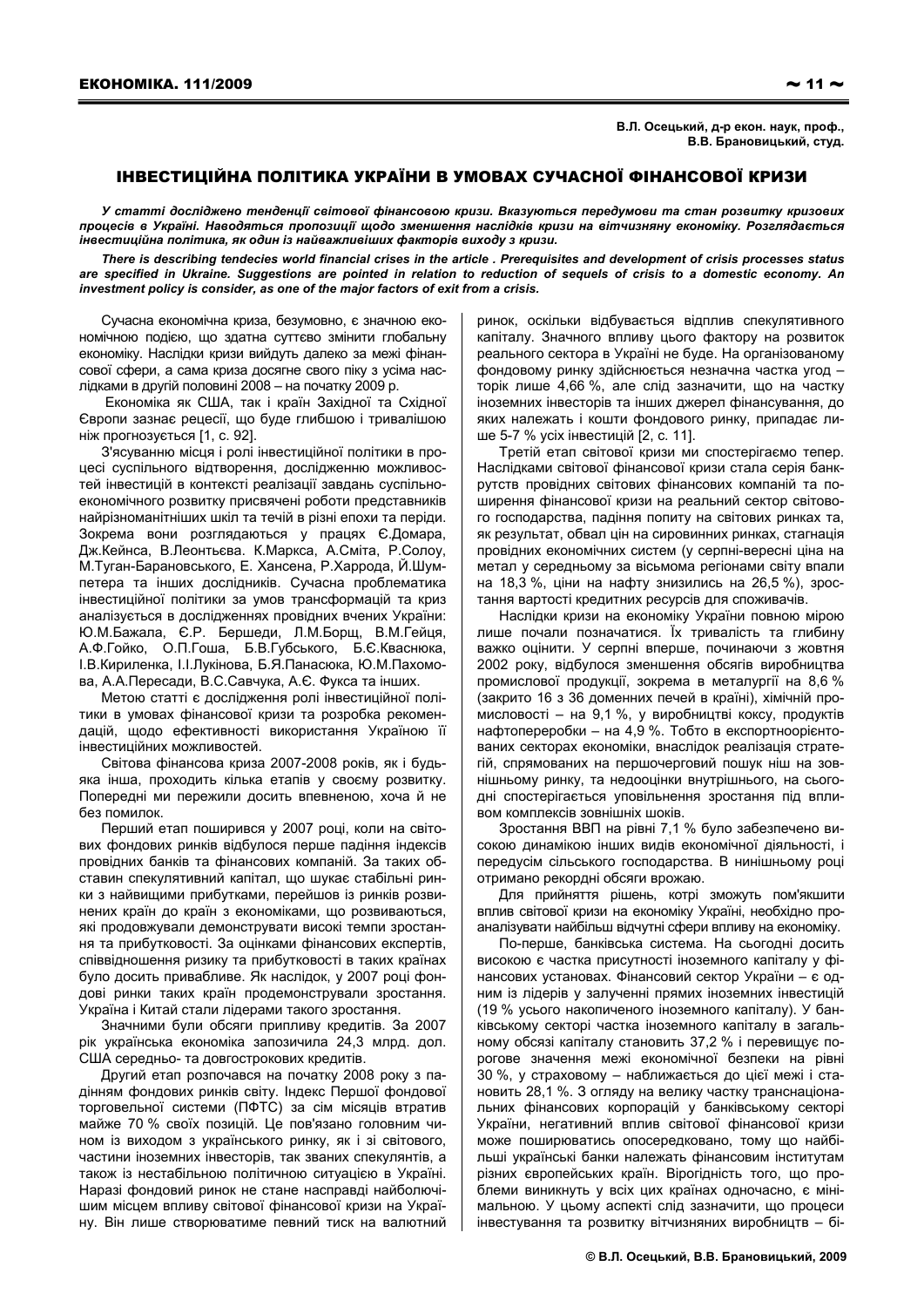**В.Л. Осецький, д-р екон. наук, проф.,**
**В.В. Брановицький, студ.**

# ІНВЕСТИЦІЙНА ПОЛІТИКА УКРАЇНИ В УМОВАХ СУЧАСНОЇ ФІНАНСОВОЇ КРИЗИ

***У статті досліджено тенденції світової фінансовою кризи. Вказуються передумови та стан розвитку кризових процесів в Україні. Наводяться пропозиції щодо зменшення наслідків кризи на вітчизняну економіку. Розглядається інвестиційна політика, як один із найважливіших факторів виходу з кризи.***

***There is describing tendecies world financial crises in the article . Prerequisites and development of crisis processes status are specified in Ukraine. Suggestions are pointed in relation to reduction of sequels of crisis to a domestic economy. An investment policy is consider, as one of the major factors of exit from a crisis.***

Сучасна економічна криза, безумовно, є значною економічною подією, що здатна суттєво змінити глобальну економіку. Наслідки кризи вийдуть далеко за межі фінансової сфери, а сама криза досягне свого піку з усіма наслідками в другій половині 2008 – на початку 2009 р.

Економіка як США, так і країн Західної та Східної Європи зазнає рецесії, що буде глибшою і тривалішою ніж прогнозується [1, с. 92].

З'ясуванню місця і ролі інвестиційної політики в процесі суспільного відтворення, дослідженню можливостей інвестицій в контексті реалізації завдань суспільно-економічного розвитку присвячені роботи представників найрізноманітніших шкіл та течій в різні епохи та періди. Зокрема вони розглядаються у працях Є.Домара, Дж.Кейнса, В.Леонтьєва. К.Маркса, А.Сміта, Р.Солоу, М.Туган-Барановського, Е. Хансена, Р.Харрода, Й.Шумпетера та інших дослідників. Сучасна проблематика інвестиційної політики за умов трансформацій та криз аналізується в дослідженнях провідних вчених України: Ю.М.Бажала, Є.Р. Бершеди, Л.М.Борщ, В.М.Гейця, А.Ф.Гойко, О.П.Гоша, Б.В.Губського, Б.Є.Кваснюка, І.В.Кириленка, І.І.Лукінова, Б.Я.Панасюка, Ю.М.Пахомова, А.А.Пересади, В.С.Савчука, А.Є. Фукса та інших.

Метою статті є дослідження ролі інвестиційної політики в умовах фінансової кризи та розробка рекомендацій, щодо ефективності використання Україною її інвестиційних можливостей.

Світова фінансова криза 2007-2008 років, як і будь-яка інша, проходить кілька етапів у своєму розвитку. Попередні ми пережили досить впевненою, хоча й не без помилок.

Перший етап поширився у 2007 році, коли на світових фондових ринків відбулося перше падіння індексів провідних банків та фінансових компаній. За таких обставин спекулятивний капітал, що шукає стабільні ринки з найвищими прибутками, перейшов із ринків розвинених країн до країн з економіками, що розвиваються, які продовжували демонструвати високі темпи зростання та прибутковості. За оцінками фінансових експертів, співвідношення ризику та прибутковості в таких країнах було досить привабливе. Як наслідок, у 2007 році фондові ринки таких країн продемонстрували зростання. Україна і Китай стали лідерами такого зростання.

Значними були обсяги припливу кредитів. За 2007 рік українська економіка запозичила 24,3 млрд. дол. США середньо- та довгострокових кредитів.

Другий етап розпочався на початку 2008 року з падінням фондових ринків світу. Індекс Першої фондової торговельної системи (ПФТС) за сім місяців втратив майже 70 % своїх позицій. Це пов'язано головним чином із виходом з українського ринку, як і зі світового, частини іноземних інвесторів, так званих спекулянтів, а також із нестабільною політичною ситуацією в Україні. Наразі фондовий ринок не стане насправді найболючішим місцем впливу світової фінансової кризи на Україну. Він лише створюватиме певний тиск на валютний ринок, оскільки відбувається відплив спекулятивного капіталу. Значного впливу цього фактору на розвиток реального сектора в Україні не буде. На організованому фондовому ринку здійснюється незначна частка угод – торік лише 4,66 %, але слід зазначити, що на частку іноземних інвесторів та інших джерел фінансування, до яких належать і кошти фондового ринку, припадає лише 5-7 % усіх інвестицій [2, с. 11].

Третій етап світової кризи ми спостерігаємо тепер. Наслідками світової фінансової кризи стала серія банкрутств провідних світових фінансових компаній та поширення фінансової кризи на реальний сектор світового господарства, падіння попиту на світових ринках та, як результат, обвал цін на сировинних ринках, стагнація провідних економічних систем (у серпні-вересні ціна на метал у середньому за вісьмома регіонами світу впали на 18,3 %, ціни на нафту знизились на 26,5 %), зростання вартості кредитних ресурсів для споживачів.

Наслідки кризи на економіку України повною мірою лише почали позначатися. Їх тривалість та глибину важко оцінити. У серпні вперше, починаючи з жовтня 2002 року, відбулося зменшення обсягів виробництва промислової продукції, зокрема в металургії на 8,6 % (закрито 16 з 36 доменних печей в країні), хімічній промисловості – на 9,1 %, у виробництві коксу, продуктів нафтопереробки – на 4,9 %. Тобто в експортноорієнтованих секторах економіки, внаслідок реалізація стратегій, спрямованих на першочерговий пошук ніш на зовнішньому ринку, та недооцінки внутрішнього, на сьогодні спостерігається уповільнення зростання під впливом комплексів зовнішніх шоків.

Зростання ВВП на рівні 7,1 % було забезпечено високою динамікою інших видів економічної діяльності, і передусім сільського господарства. В нинішньому році отримано рекордні обсяги врожаю.

Для прийняття рішень, котрі зможуть пом'якшити вплив світової кризи на економіку Україні, необхідно проаналізувати найбільш відчутні сфери впливу на економіку.

По-перше, банківська система. На сьогодні досить високою є частка присутності іноземного капіталу у фінансових установах. Фінансовий сектор України – є одним із лідерів у залученні прямих іноземних інвестицій (19 % усього накопиченого іноземного капіталу). У банківському секторі частка іноземного капіталу в загальному обсязі капіталу становить 37,2 % і перевищує порогове значення межі економічної безпеки на рівні 30 %, у страховому – наближається до цієї межі і становить 28,1 %. З огляду на велику частку транснаціональних фінансових корпорацій у банківському секторі України, негативний вплив світової фінансової кризи може поширюватись опосередковано, тому що найбільші українські банки належать фінансовим інститутам різних європейських країн. Вірогідність того, що проблеми виникнуть у всіх цих країнах одночасно, є мінімальною. У цьому аспекті слід зазначити, що процеси інвестування та розвитку вітчизняних виробництв – бі-

© В.Л. Осецький, В.В. Брановицький, 2009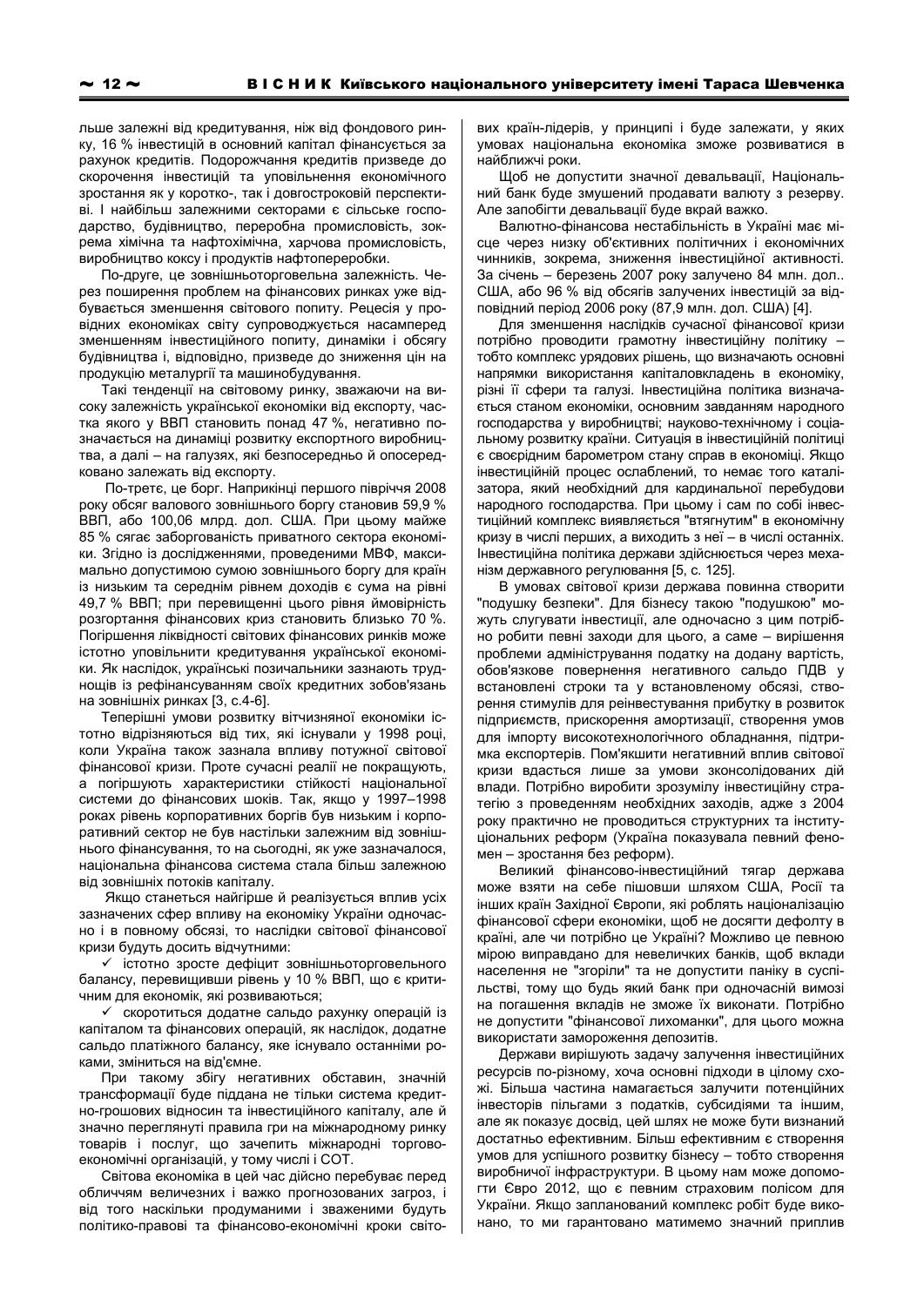льше залежні від кредитування, ніж від фондового ринку, 16 % інвестицій в основний капітал фінансується за рахунок кредитів. Подорожчання кредитів призведе до скорочення інвестицій та уповільнення економічного зростання як у коротко-, так і довгостроковій перспективі. І найбільш залежними секторами є сільське господарство, будівництво, переробна промисловість, зокрема хімічна та нафтохімічна, харчова промисловість, виробництво коксу і продуктів нафтопереробки.

По-друге, це зовнішньоторговельна залежність. Через поширення проблем на фінансових ринках уже відбувається зменшення світового попиту. Рецесія у провідних економіках світу супроводжується насамперед зменшенням інвестиційного попиту, динаміки і обсягу будівництва і, відповідно, призведе до зниження цін на продукцію металургії та машинобудування.

Такі тенденції на світовому ринку, зважаючи на високу залежність української економіки від експорту, частка якого у ВВП становить понад 47 %, негативно позначається на динаміці розвитку експортного виробництва, а далі – на галузях, які безпосередньо й опосередковано залежать від експорту.

По-третє, це борг. Наприкінці першого півріччя 2008 року обсяг валового зовнішнього боргу становив 59,9 % ВВП, або 100,06 млрд. дол. США. При цьому майже 85 % сягає заборгованість приватного сектора економіки. Згідно із дослідженнями, проведеними МВФ, максимально допустимою сумою зовнішнього боргу для країн із низьким та середнім рівнем доходів є сума на рівні 49,7 % ВВП; при перевищенні цього рівня ймовірність розгортання фінансових криз становить близько 70 %. Погіршення ліквідності світових фінансових ринків може істотно уповільнити кредитування української економіки. Як наслідок, українські позичальники зазнають труднощів із рефінансуванням своїх кредитних зобов'язань на зовнішніх ринках [3, с.4-6].

Теперішні умови розвитку вітчизняної економіки істотно відрізняються від тих, які існували у 1998 році, коли Україна також зазнала впливу потужної світової фінансової кризи. Проте сучасні реалії не покращують, а погіршують характеристики стійкості національної системи до фінансових шоків. Так, якщо у 1997–1998 роках рівень корпоративних боргів був низьким і корпоративний сектор не був настільки залежним від зовнішнього фінансування, то на сьогодні, як уже зазначалося, національна фінансова система стала більш залежною від зовнішніх потоків капіталу.

Якщо станеться найгірше й реалізується вплив усіх зазначених сфер впливу на економіку України одночасно і в повному обсязі, то наслідки світової фінансової кризи будуть досить відчутними:

- ✓ істотно зросте дефіцит зовнішньоторговельного балансу, перевищивши рівень у 10 % ВВП, що є критичним для економік, які розвиваються;
- ✓ скоротиться додатне сальдо рахунку операцій із капіталом та фінансових операцій, як наслідок, додатне сальдо платіжного балансу, яке існувало останніми роками, зміниться на від'ємне.

При такому збігу негативних обставин, значній трансформації буде піддана не тільки система кредитно-грошових відносин та інвестиційного капіталу, але й значно переглянуті правила гри на міжнародному ринку товарів і послуг, що зачепить міжнародні торговоекономічні організацій, у тому числі і СОТ.

Світова економіка в цей час дійсно перебуває перед обличчям величезних і важко прогнозованих загроз, і від того наскільки продуманими і зваженими будуть політико-правові та фінансово-економічні кроки світових країн-лідерів, у принципі і буде залежати, у яких умовах національна економіка зможе розвиватися в найближчі роки.

Щоб не допустити значної девальвації, Національний банк буде змушений продавати валюту з резерву. Але запобігти девальвації буде вкрай важко.

Валютно-фінансова нестабільність в Україні має місце через низку об'єктивних політичних і економічних чинників, зокрема, зниження інвестиційної активності. За січень – березень 2007 року залучено 84 млн. дол.. США, або 96 % від обсягів залучених інвестицій за відповідний період 2006 року (87,9 млн. дол. США) [4].

Для зменшення наслідків сучасної світової фінансової кризи потрібно проводити грамотну інвестиційну політику – тобто комплекс урядових рішень, що визначають основні напрямки використання капіталовкладень в економіку, різні її сфери та галузі. Інвестиційна політика визначається станом економіки, основним завданням народного господарства у виробництві; науково-технічному і соціальному розвитку країни. Ситуація в інвестиційній політиці є своєрідним барометром стану справ в економіці. Якщо інвестиційний процес ослаблений, то немає того каталізатора, який необхідний для кардинальної перебудови народного господарства. При цьому і сам по собі інвестиційний комплекс виявляється "втягнутим" в економічну кризу в числі перших, а виходить з неї – в числі останніх. Інвестиційна політика держави здійснюється через механізм державного регулювання [5, с. 125].

В умовах світової кризи держава повинна створити "подушку безпеки". Для бізнесу такою "подушкою" можуть слугувати інвестиції, але одночасно з цим потрібно робити певні заходи для цього, а саме – вирішення проблеми адміністрування податку на додану вартість, обов'язкове повернення негативного сальдо ПДВ у встановлені строки та у встановленому обсязі, створення стимулів для реінвестування прибутку в розвиток підприємств, прискорення амортизації, створення умов для імпорту високотехнологічного обладнання, підтримка експортерів. Пом'якшити негативний вплив світової кризи вдасться лише за умови зконсолідованих дій влади. Потрібно виробити зрозумілу інвестиційну стратегію з проведенням необхідних заходів, адже з 2004 року практично не проводиться структурних та інституціональних реформ (Україна показувала певний феномен – зростання без реформ).

Великий фінансово-інвестиційний тягар держава може взяти на себе пішовши шляхом США, Росії та інших країн Західної Європи, які роблять націоналізацію фінансової сфери економіки, щоб не досягти дефолту в країні, але чи потрібно це Україні? Можливо це певною мірою виправдано для невеличких банків, щоб вклади населення не "згоріли" та не допустити паніку в суспільстві, тому що будь який банк при одночасній вимозі на погашення вкладів не зможе їх виконати. Потрібно не допустити "фінансової лихоманки", для цього можна використати замороження депозитів.

Держави вирішують задачу залучення інвестиційних ресурсів по-різному, хоча основні підходи в цілому схожі. Більша частина намагається залучити потенційних інвесторів пільгами з податків, субсидіями та іншим, але як показує досвід, цей шлях не може бути визнаний достатньо ефективним. Більш ефективним є створення умов для успішного розвитку бізнесу – тобто створення виробничої інфраструктури. В цьому нам може допомогти Євро 2012, що є певним страховим полісом для України. Якщо запланований комплекс робіт буде виконано, то ми гарантовано матимемо значний приплив